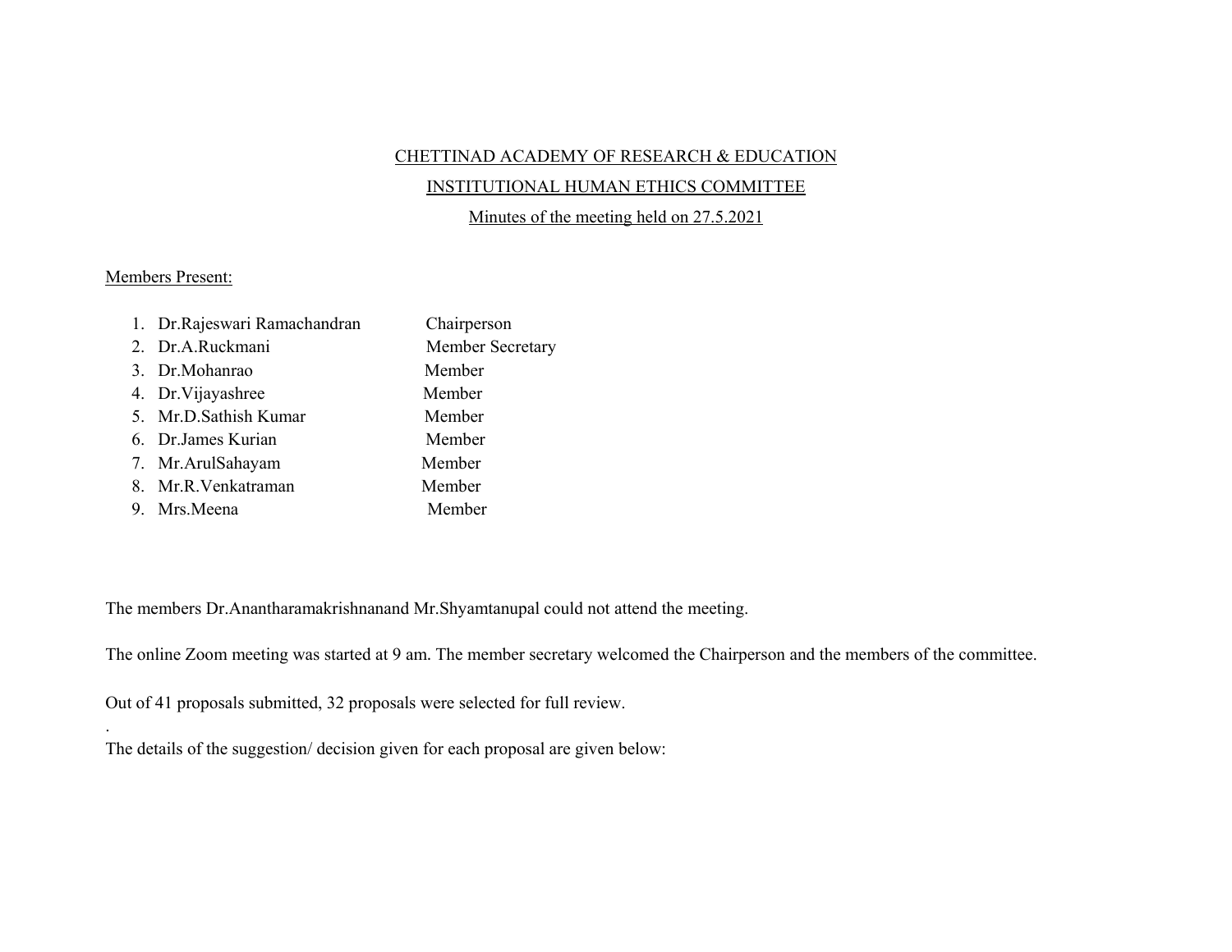CHETTINAD ACADEMY OF RESEARCH & EDUCATION

INSTITUTIONAL HUMAN ETHICS COMMITTEE

Minutes of the meeting held on 27.5.2021

Members Present:

1. Dr.Rajeswari Ramachandran — Chairperson
2. Dr.A.Ruckmani — Member Secretary
3. Dr.Mohanrao — Member
4. Dr.Vijayashree — Member
5. Mr.D.Sathish Kumar — Member
6. Dr.James Kurian — Member
7. Mr.ArulSahayam — Member
8. Mr.R.Venkatraman — Member
9. Mrs.Meena — Member

The members Dr.Anantharamakrishnanand Mr.Shyamtanupal could not attend the meeting.

The online Zoom meeting was started at 9 am. The member secretary welcomed the Chairperson and the members of the committee.

Out of 41 proposals submitted, 32 proposals were selected for full review.

.

The details of the suggestion/ decision given for each proposal are given below: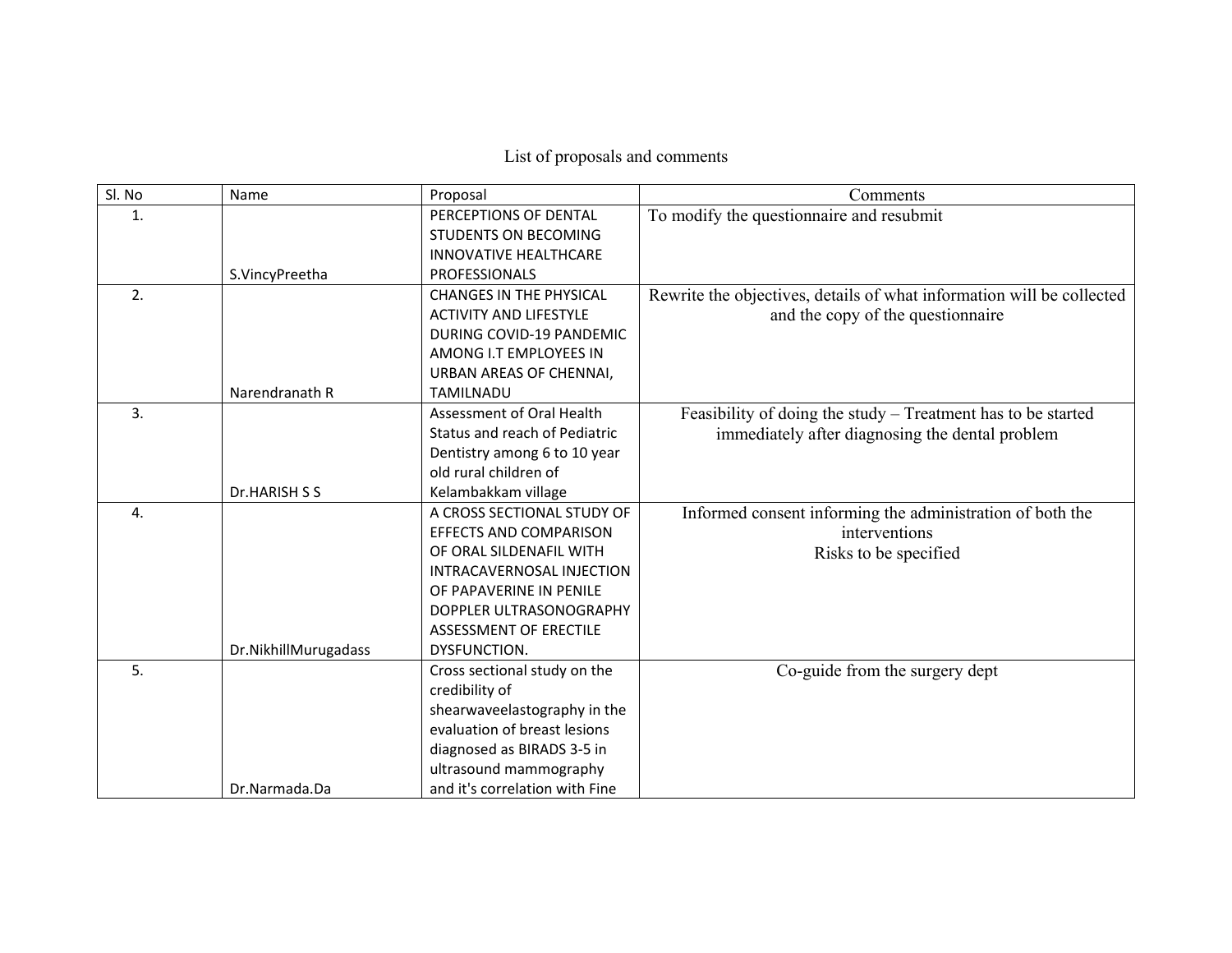List of proposals and comments

| Sl. No | Name | Proposal | Comments |
|---|---|---|---|
| 1. | S.VincyPreetha | PERCEPTIONS OF DENTAL STUDENTS ON BECOMING INNOVATIVE HEALTHCARE PROFESSIONALS | To modify the questionnaire and resubmit |
| 2. | Narendranath R | CHANGES IN THE PHYSICAL ACTIVITY AND LIFESTYLE DURING COVID-19 PANDEMIC AMONG I.T EMPLOYEES IN URBAN AREAS OF CHENNAI, TAMILNADU | Rewrite the objectives, details of what information will be collected and the copy of the questionnaire |
| 3. | Dr.HARISH S S | Assessment of Oral Health Status and reach of Pediatric Dentistry among 6 to 10 year old rural children of Kelambakkam village | Feasibility of doing the study – Treatment has to be started immediately after diagnosing the dental problem |
| 4. | Dr.NikhillMurugadass | A CROSS SECTIONAL STUDY OF EFFECTS AND COMPARISON OF ORAL SILDENAFIL WITH INTRACAVERNOSAL INJECTION OF PAPAVERINE IN PENILE DOPPLER ULTRASONOGRAPHY ASSESSMENT OF ERECTILE DYSFUNCTION. | Informed consent informing the administration of both the interventions<br>Risks to be specified |
| 5. | Dr.Narmada.Da | Cross sectional study on the credibility of shearwaveelastography in the evaluation of breast lesions diagnosed as BIRADS 3-5 in ultrasound mammography and it's correlation with Fine | Co-guide from the surgery dept |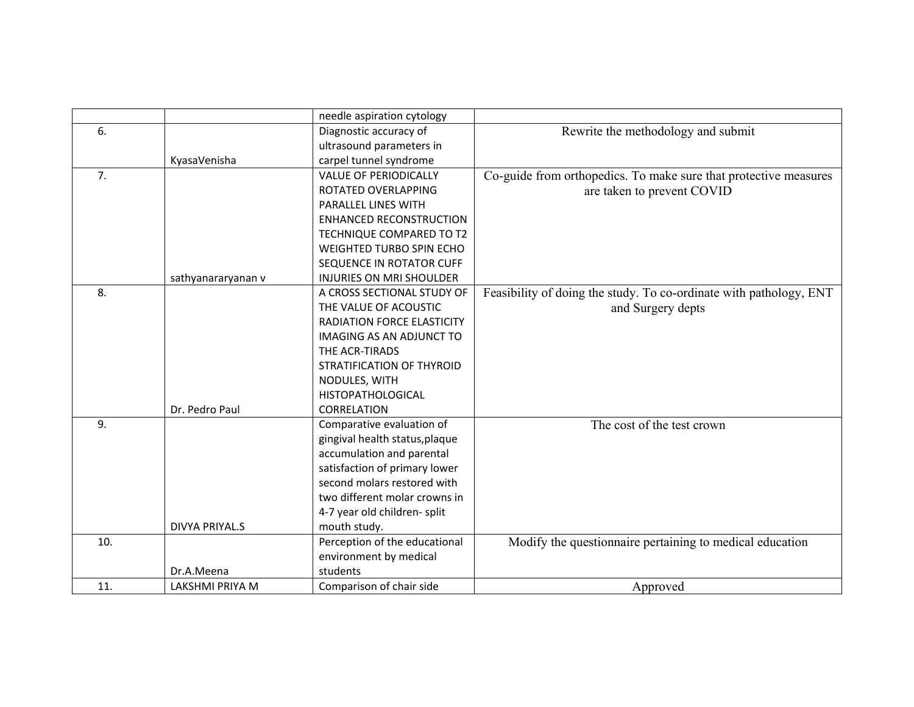|  |  | needle aspiration cytology |  |
|---|---|---|---|
| 6. | KyasaVenisha | Diagnostic accuracy of ultrasound parameters in carpel tunnel syndrome | Rewrite the methodology and submit |
| 7. | sathyananaryanan v | VALUE OF PERIODICALLY ROTATED OVERLAPPING PARALLEL LINES WITH ENHANCED RECONSTRUCTION TECHNIQUE COMPARED TO T2 WEIGHTED TURBO SPIN ECHO SEQUENCE IN ROTATOR CUFF INJURIES ON MRI SHOULDER | Co-guide from orthopedics. To make sure that protective measures are taken to prevent COVID |
| 8. | Dr. Pedro Paul | A CROSS SECTIONAL STUDY OF THE VALUE OF ACOUSTIC RADIATION FORCE ELASTICITY IMAGING AS AN ADJUNCT TO THE ACR-TIRADS STRATIFICATION OF THYROID NODULES, WITH HISTOPATHOLOGICAL CORRELATION | Feasibility of doing the study. To co-ordinate with pathology, ENT and Surgery depts |
| 9. | DIVYA PRIYAL.S | Comparative evaluation of gingival health status,plaque accumulation and parental satisfaction of primary lower second molars restored with two different molar crowns in 4-7 year old children- split mouth study. | The cost of the test crown |
| 10. | Dr.A.Meena | Perception of the educational environment by medical students | Modify the questionnaire pertaining to medical education |
| 11. | LAKSHMI PRIYA M | Comparison of chair side | Approved |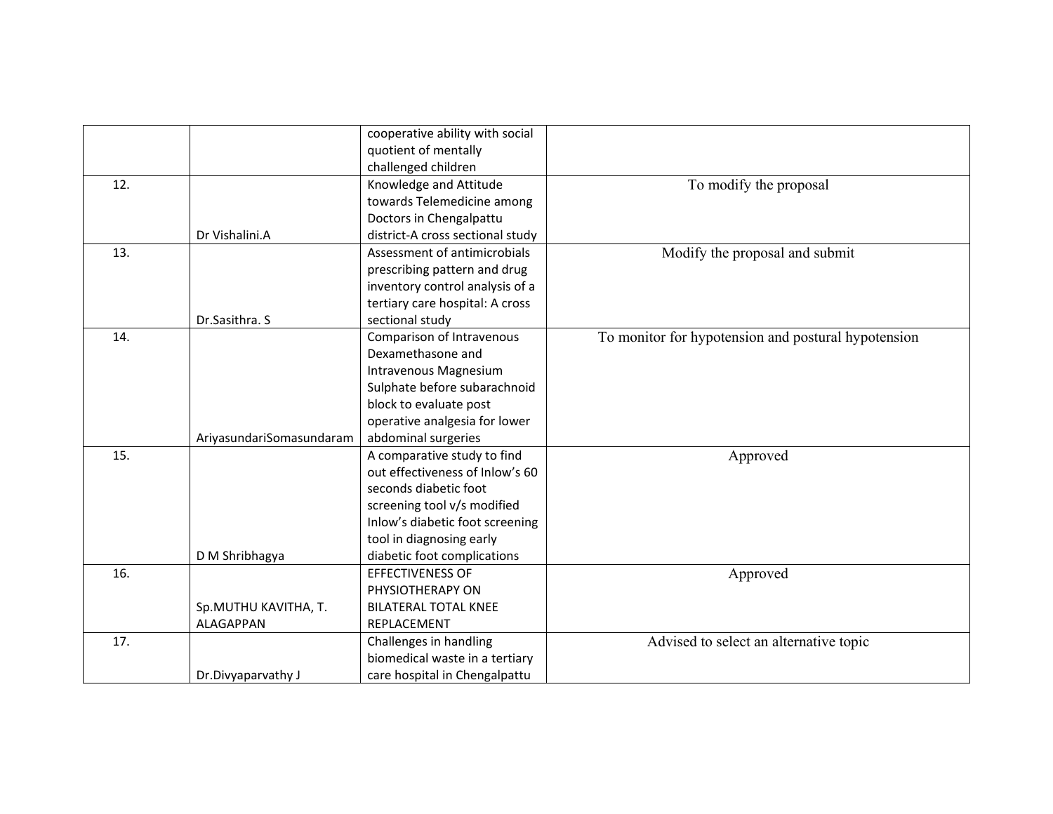| | | | |
|---|---|---|---|
| | | cooperative ability with social quotient of mentally challenged children | |
| 12. | Dr Vishalini.A | Knowledge and Attitude towards Telemedicine among Doctors in Chengalpattu district-A cross sectional study | To modify the proposal |
| 13. | Dr.Sasithra. S | Assessment of antimicrobials prescribing pattern and drug inventory control analysis of a tertiary care hospital: A cross sectional study | Modify the proposal and submit |
| 14. | AriyasundariSomasundaram | Comparison of Intravenous Dexamethasone and Intravenous Magnesium Sulphate before subarachnoid block to evaluate post operative analgesia for lower abdominal surgeries | To monitor for hypotension and postural hypotension |
| 15. | D M Shribhagya | A comparative study to find out effectiveness of Inlow's 60 seconds diabetic foot screening tool v/s modified Inlow's diabetic foot screening tool in diagnosing early diabetic foot complications | Approved |
| 16. | Sp.MUTHU KAVITHA, T. ALAGAPPAN | EFFECTIVENESS OF PHYSIOTHERAPY ON BILATERAL TOTAL KNEE REPLACEMENT | Approved |
| 17. | Dr.Divyaparvathy J | Challenges in handling biomedical waste in a tertiary care hospital in Chengalpattu | Advised to select an alternative topic |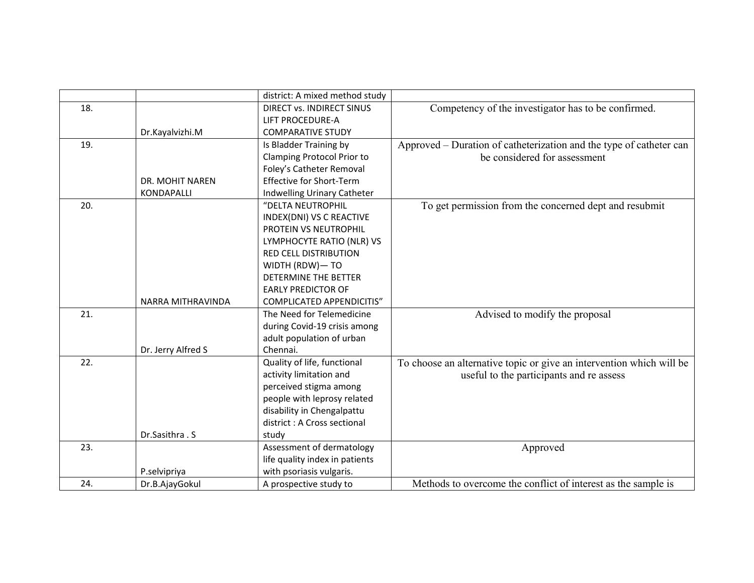|  |  | district: A mixed method study |  |
|---|---|---|---|
| 18. | Dr.Kayalvizhi.M | DIRECT vs. INDIRECT SINUS LIFT PROCEDURE-A COMPARATIVE STUDY | Competency of the investigator has to be confirmed. |
| 19. | DR. MOHIT NAREN KONDAPALLI | Is Bladder Training by Clamping Protocol Prior to Foley's Catheter Removal Effective for Short-Term Indwelling Urinary Catheter | Approved – Duration of catheterization and the type of catheter can be considered for assessment |
| 20. | NARRA MITHRAVINDA | "DELTA NEUTROPHIL INDEX(DNI) VS C REACTIVE PROTEIN VS NEUTROPHIL LYMPHOCYTE RATIO (NLR) VS RED CELL DISTRIBUTION WIDTH (RDW)— TO DETERMINE THE BETTER EARLY PREDICTOR OF COMPLICATED APPENDICITIS" | To get permission from the concerned dept and resubmit |
| 21. | Dr. Jerry Alfred S | The Need for Telemedicine during Covid-19 crisis among adult population of urban Chennai. | Advised to modify the proposal |
| 22. | Dr.Sasithra . S | Quality of life, functional activity limitation and perceived stigma among people with leprosy related disability in Chengalpattu district : A Cross sectional study | To choose an alternative topic or give an intervention which will be useful to the participants and re assess |
| 23. | P.selvipriya | Assessment of dermatology life quality index in patients with psoriasis vulgaris. | Approved |
| 24. | Dr.B.AjayGokul | A prospective study to | Methods to overcome the conflict of interest as the sample is |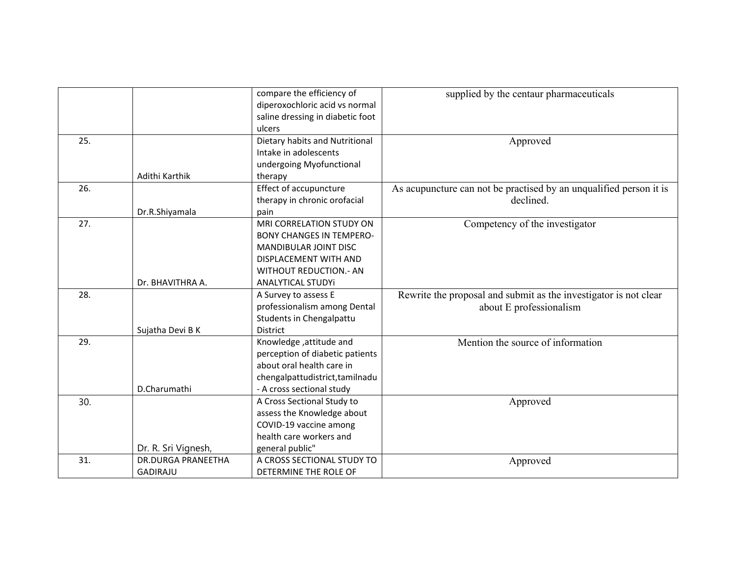| | | | |
|---|---|---|---|
| | | compare the efficiency of diperoxochloric acid vs normal saline dressing in diabetic foot ulcers | supplied by the centaur pharmaceuticals |
| 25. | Adithi Karthik | Dietary habits and Nutritional Intake in adolescents undergoing Myofunctional therapy | Approved |
| 26. | Dr.R.Shiyamala | Effect of accupuncture therapy in chronic orofacial pain | As acupuncture can not be practised by an unqualified person it is declined. |
| 27. | Dr. BHAVITHRA A. | MRI CORRELATION STUDY ON BONY CHANGES IN TEMPERO-MANDIBULAR JOINT DISC DISPLACEMENT WITH AND WITHOUT REDUCTION.- AN ANALYTICAL STUDYi | Competency of the investigator |
| 28. | Sujatha Devi B K | A Survey to assess E professionalism among Dental Students in Chengalpattu District | Rewrite the proposal and submit as the investigator is not clear about E professionalism |
| 29. | D.Charumathi | Knowledge ,attitude and perception of diabetic patients about oral health care in chengalpattudistrict,tamilnadu - A cross sectional study | Mention the source of information |
| 30. | Dr. R. Sri Vignesh, | A Cross Sectional Study to assess the Knowledge about COVID-19 vaccine among health care workers and general public" | Approved |
| 31. | DR.DURGA PRANEETHA GADIRAJU | A CROSS SECTIONAL STUDY TO DETERMINE THE ROLE OF | Approved |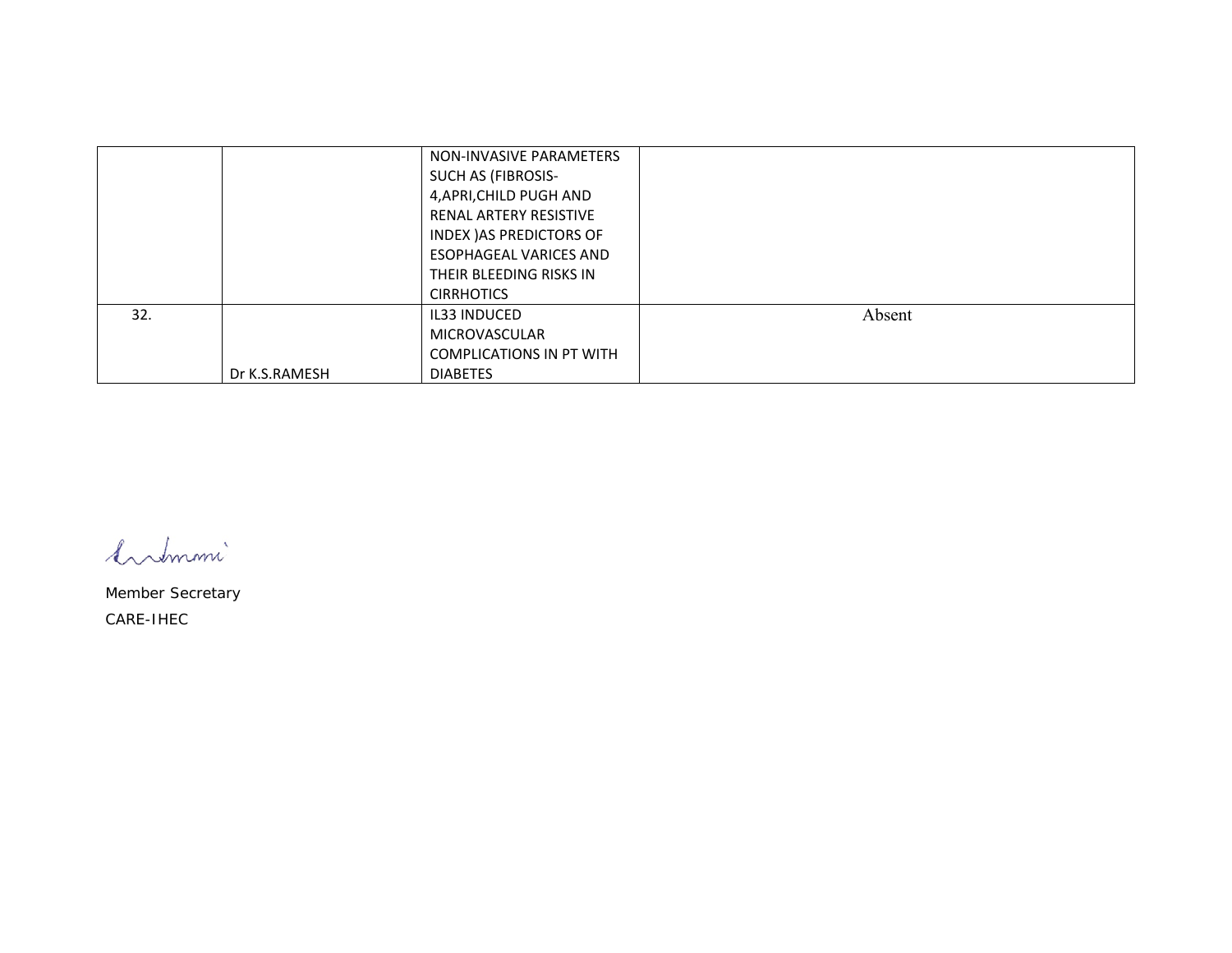| | | | |
|---|---|---|---|
| | | NON-INVASIVE PARAMETERS SUCH AS (FIBROSIS-4,APRI,CHILD PUGH AND RENAL ARTERY RESISTIVE INDEX )AS PREDICTORS OF ESOPHAGEAL VARICES AND THEIR BLEEDING RISKS IN CIRRHOTICS | |
| 32. | Dr K.S.RAMESH | IL33 INDUCED MICROVASCULAR COMPLICATIONS IN PT WITH DIABETES | Absent |

Member Secretary

CARE-IHEC